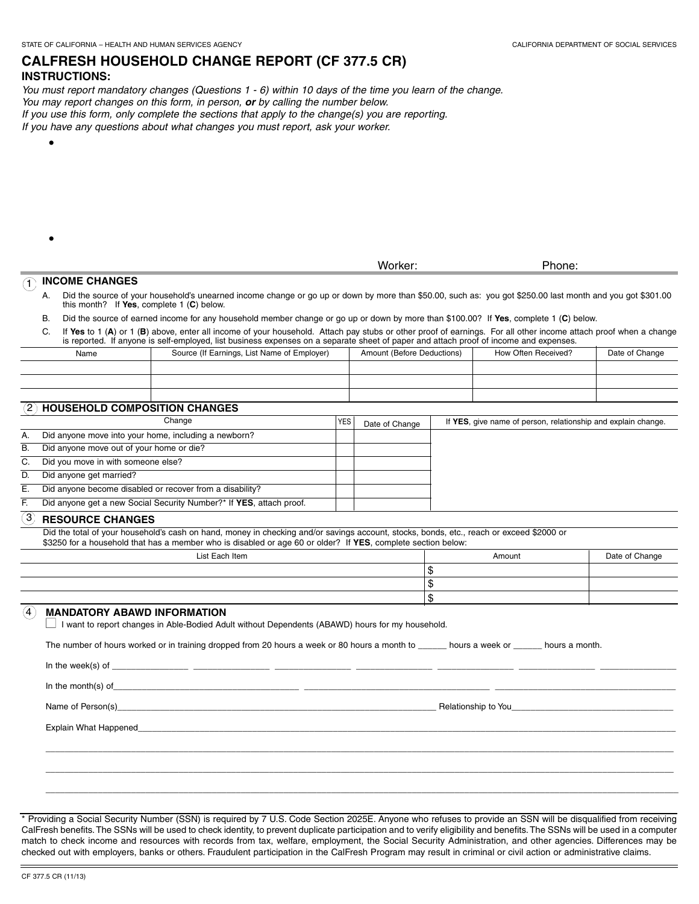STATE OF CALIFORNIA – HEALTH AND HUMAN SERVICES AGENCY

CALIFORNIA DEPARTMENT OF SOCIAL SERVICES

# CALFRESH HOUSEHOLD CHANGE REPORT (CF 377.5 CR)

**INSTRUCTIONS:**

*You must report mandatory changes (Questions 1 - 6) within 10 days of the time you learn of the change.*
*You may report changes on this form, in person, **or** by calling the number below.*
*If you use this form, only complete the sections that apply to the change(s) you are reporting.*
*If you have any questions about what changes you must report, ask your worker.*

- 

- 

Worker: Phone:

## 1 INCOME CHANGES

A. Did the source of your household's unearned income change or go up or down by more than $50.00, such as: you got $250.00 last month and you got $301.00 this month? If **Yes**, complete 1 (**C**) below.

B. Did the source of earned income for any household member change or go up or down by more than $100.00? If **Yes**, complete 1 (**C**) below.

C. If **Yes** to 1 (**A**) or 1 (**B**) above, enter all income of your household. Attach pay stubs or other proof of earnings. For all other income attach proof when a change is reported. If anyone is self-employed, list business expenses on a separate sheet of paper and attach proof of income and expenses.

| Name | Source (If Earnings, List Name of Employer) | Amount (Before Deductions) | How Often Received? | Date of Change |
|---|---|---|---|---|
| | | | | |
| | | | | |
| | | | | |

## 2 HOUSEHOLD COMPOSITION CHANGES

| Change | YES | Date of Change | If **YES**, give name of person, relationship and explain change. |
|---|---|---|---|
| A. Did anyone move into your home, including a newborn? | | | |
| B. Did anyone move out of your home or die? | | | |
| C. Did you move in with someone else? | | | |
| D. Did anyone get married? | | | |
| E. Did anyone become disabled or recover from a disability? | | | |
| F. Did anyone get a new Social Security Number?* If **YES**, attach proof. | | | |

## 3 RESOURCE CHANGES

Did the total of your household's cash on hand, money in checking and/or savings account, stocks, bonds, etc., reach or exceed $2000 or $3250 for a household that has a member who is disabled or age 60 or older? If **YES**, complete section below:

| List Each Item | Amount | Date of Change |
|---|---|---|
| | $ | |
| | $ | |
| | $ | |

## 4 MANDATORY ABAWD INFORMATION

☐ I want to report changes in Able-Bodied Adult without Dependents (ABAWD) hours for my household.

The number of hours worked or in training dropped from 20 hours a week or 80 hours a month to ______ hours a week or ______ hours a month.

In the week(s) of ________________ ________________ ________________ ________________ ________________ ________________ ________________

In the month(s) of________________________________________ ________________________________________ ________________________________________

Name of Person(s)______________________________________________________________________ Relationship to You__________________________________

Explain What Happened______________________________________________________________________________________________________________

_____________________________________________________________________________________________________________________________

_____________________________________________________________________________________________________________________________

_____________________________________________________________________________________________________________________________

* Providing a Social Security Number (SSN) is required by 7 U.S. Code Section 2025E. Anyone who refuses to provide an SSN will be disqualified from receiving CalFresh benefits. The SSNs will be used to check identity, to prevent duplicate participation and to verify eligibility and benefits. The SSNs will be used in a computer match to check income and resources with records from tax, welfare, employment, the Social Security Administration, and other agencies. Differences may be checked out with employers, banks or others. Fraudulent participation in the CalFresh Program may result in criminal or civil action or administrative claims.

CF 377.5 CR (11/13)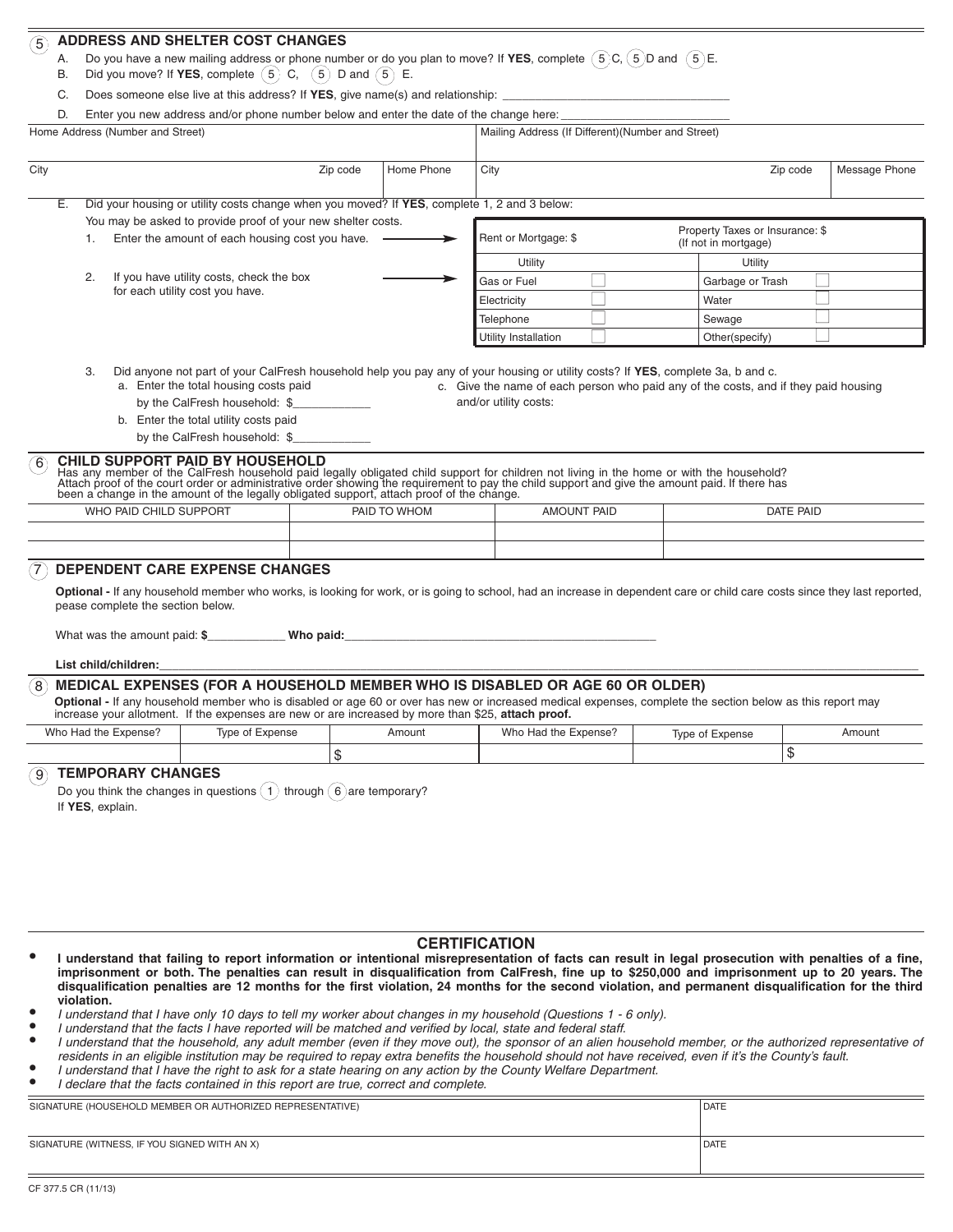## 5 ADDRESS AND SHELTER COST CHANGES

A. Do you have a new mailing address or phone number or do you plan to move? If **YES**, complete 5 C, 5 D and 5 E.

B. Did you move? If **YES**, complete 5 C, 5 D and 5 E.

C. Does someone else live at this address? If **YES**, give name(s) and relationship: ___________________________

D. Enter you new address and/or phone number below and enter the date of the change here: ___________________

| Home Address (Number and Street) | | | Mailing Address (If Different)(Number and Street) | | |
|---|---|---|---|---|---|
| City | Zip code | Home Phone | City | Zip code | Message Phone |
| | | | | | |

E. Did your housing or utility costs change when you moved? If **YES**, complete 1, 2 and 3 below:

You may be asked to provide proof of your new shelter costs.

1. Enter the amount of each housing cost you have. →

2. If you have utility costs, check the box for each utility cost you have. →

| Rent or Mortgage: $ | | Property Taxes or Insurance: $ (If not in mortgage) | |
|---|---|---|---|
| Utility | | Utility | |
| Gas or Fuel | ☐ | Garbage or Trash | ☐ |
| Electricity | ☐ | Water | ☐ |
| Telephone | ☐ | Sewage | ☐ |
| Utility Installation | ☐ | Other(specify) | ☐ |

3. Did anyone not part of your CalFresh household help you pay any of your housing or utility costs? If **YES**, complete 3a, b and c.

   a. Enter the total housing costs paid by the CalFresh household: $___________

   b. Enter the total utility costs paid by the CalFresh household: $___________

   c. Give the name of each person who paid any of the costs, and if they paid housing and/or utility costs:

## 6 CHILD SUPPORT PAID BY HOUSEHOLD

Has any member of the CalFresh household paid legally obligated child support for children not living in the home or with the household? Attach proof of the court order or administrative order showing the requirement to pay the child support and give the amount paid. If there has been a change in the amount of the legally obligated support, attach proof of the change.

| WHO PAID CHILD SUPPORT | PAID TO WHOM | AMOUNT PAID | DATE PAID |
|---|---|---|---|
| | | | |
| | | | |

## 7 DEPENDENT CARE EXPENSE CHANGES

**Optional -** If any household member who works, is looking for work, or is going to school, had an increase in dependent care or child care costs since they last reported, pease complete the section below.

What was the amount paid: **$**___________ **Who paid:**_______________________________________________

**List child/children:**_______________________________________________________________________________

## 8 MEDICAL EXPENSES (FOR A HOUSEHOLD MEMBER WHO IS DISABLED OR AGE 60 OR OLDER)

**Optional -** If any household member who is disabled or age 60 or over has new or increased medical expenses, complete the section below as this report may increase your allotment. If the expenses are new or are increased by more than $25, **attach proof.**

| Who Had the Expense? | Type of Expense | Amount | Who Had the Expense? | Type of Expense | Amount |
|---|---|---|---|---|---|
| | | $ | | | $ |

## 9 TEMPORARY CHANGES

Do you think the changes in questions 1 through 6 are temporary?
If **YES**, explain.

## CERTIFICATION

- **I understand that failing to report information or intentional misrepresentation of facts can result in legal prosecution with penalties of a fine, imprisonment or both. The penalties can result in disqualification from CalFresh, fine up to $250,000 and imprisonment up to 20 years. The disqualification penalties are 12 months for the first violation, 24 months for the second violation, and permanent disqualification for the third violation.**
- *I understand that I have only 10 days to tell my worker about changes in my household (Questions 1 - 6 only).*
- *I understand that the facts I have reported will be matched and verified by local, state and federal staff.*
- *I understand that the household, any adult member (even if they move out), the sponsor of an alien household member, or the authorized representative of residents in an eligible institution may be required to repay extra benefits the household should not have received, even if it's the County's fault.*
- *I understand that I have the right to ask for a state hearing on any action by the County Welfare Department.*
- *I declare that the facts contained in this report are true, correct and complete.*

| SIGNATURE (HOUSEHOLD MEMBER OR AUTHORIZED REPRESENTATIVE) | DATE |
|---|---|
| SIGNATURE (WITNESS, IF YOU SIGNED WITH AN X) | DATE |

CF 377.5 CR (11/13)